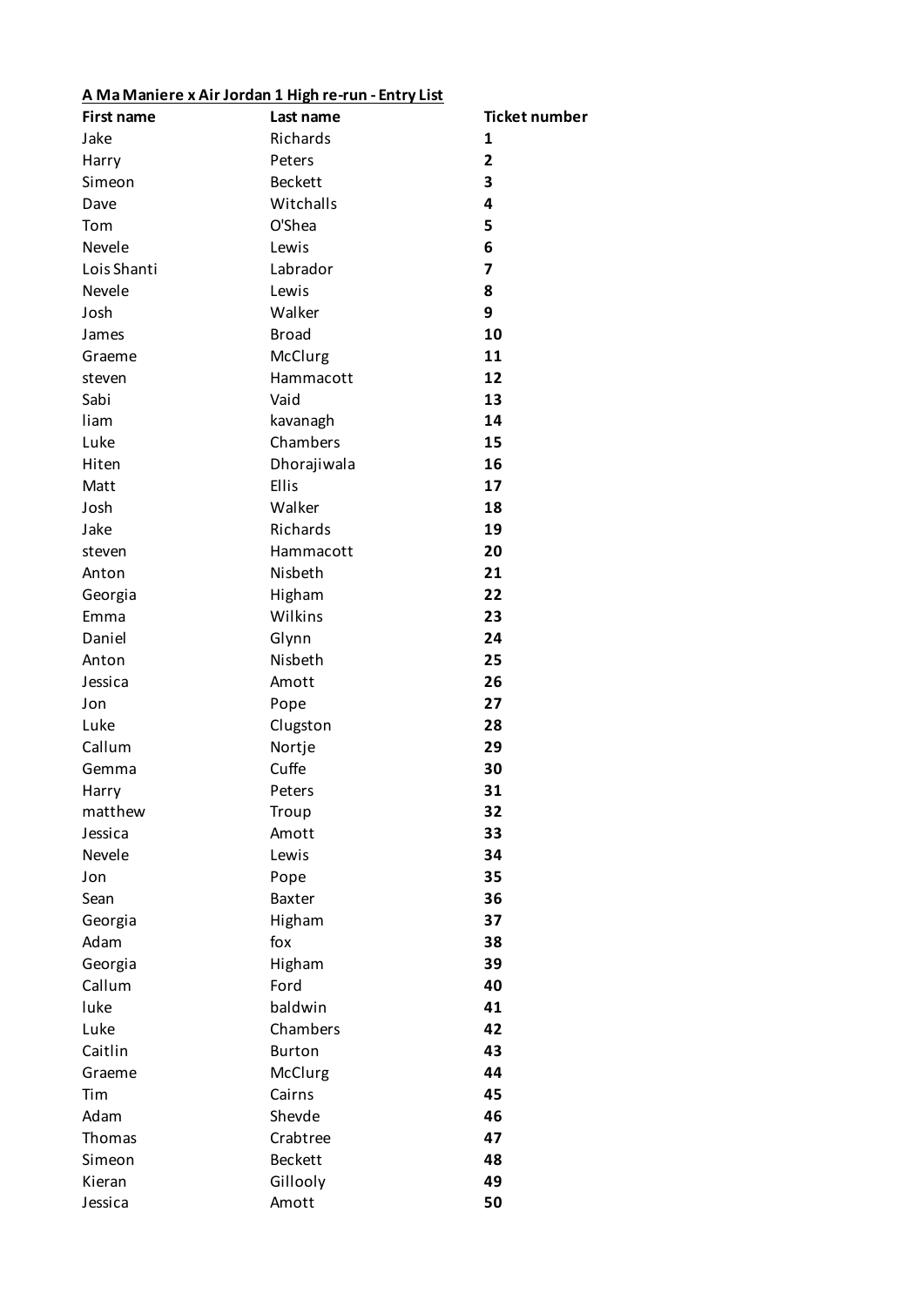**A Ma Maniere x Air Jordan 1 High re-run - Entry List**

| First name | Last name | Ticket number |
| --- | --- | --- |
| Jake | Richards | **1** |
| Harry | Peters | **2** |
| Simeon | Beckett | **3** |
| Dave | Witchalls | **4** |
| Tom | O'Shea | **5** |
| Nevele | Lewis | **6** |
| Lois Shanti | Labrador | **7** |
| Nevele | Lewis | **8** |
| Josh | Walker | **9** |
| James | Broad | **10** |
| Graeme | McClurg | **11** |
| steven | Hammacott | **12** |
| Sabi | Vaid | **13** |
| liam | kavanagh | **14** |
| Luke | Chambers | **15** |
| Hiten | Dhorajiwala | **16** |
| Matt | Ellis | **17** |
| Josh | Walker | **18** |
| Jake | Richards | **19** |
| steven | Hammacott | **20** |
| Anton | Nisbeth | **21** |
| Georgia | Higham | **22** |
| Emma | Wilkins | **23** |
| Daniel | Glynn | **24** |
| Anton | Nisbeth | **25** |
| Jessica | Amott | **26** |
| Jon | Pope | **27** |
| Luke | Clugston | **28** |
| Callum | Nortje | **29** |
| Gemma | Cuffe | **30** |
| Harry | Peters | **31** |
| matthew | Troup | **32** |
| Jessica | Amott | **33** |
| Nevele | Lewis | **34** |
| Jon | Pope | **35** |
| Sean | Baxter | **36** |
| Georgia | Higham | **37** |
| Adam | fox | **38** |
| Georgia | Higham | **39** |
| Callum | Ford | **40** |
| luke | baldwin | **41** |
| Luke | Chambers | **42** |
| Caitlin | Burton | **43** |
| Graeme | McClurg | **44** |
| Tim | Cairns | **45** |
| Adam | Shevde | **46** |
| Thomas | Crabtree | **47** |
| Simeon | Beckett | **48** |
| Kieran | Gillooly | **49** |
| Jessica | Amott | **50** |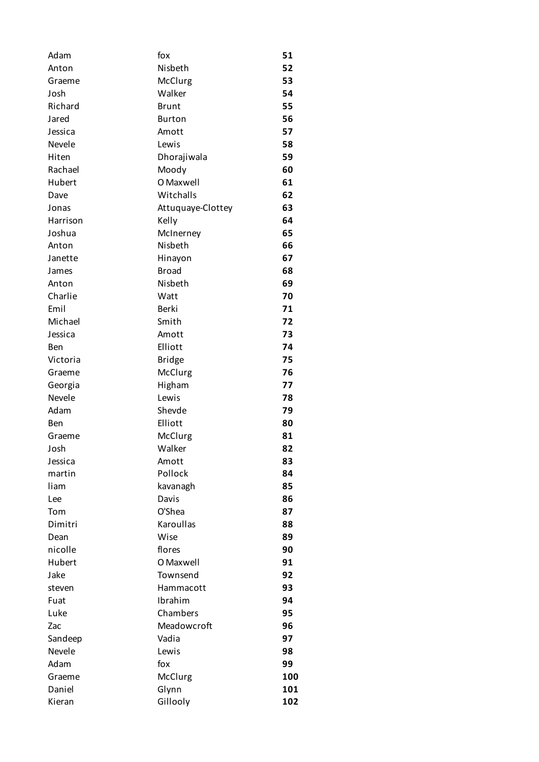| | | |
|---|---|---|
| Adam | fox | **51** |
| Anton | Nisbeth | **52** |
| Graeme | McClurg | **53** |
| Josh | Walker | **54** |
| Richard | Brunt | **55** |
| Jared | Burton | **56** |
| Jessica | Amott | **57** |
| Nevele | Lewis | **58** |
| Hiten | Dhorajiwala | **59** |
| Rachael | Moody | **60** |
| Hubert | O Maxwell | **61** |
| Dave | Witchalls | **62** |
| Jonas | Attuquaye-Clottey | **63** |
| Harrison | Kelly | **64** |
| Joshua | McInerney | **65** |
| Anton | Nisbeth | **66** |
| Janette | Hinayon | **67** |
| James | Broad | **68** |
| Anton | Nisbeth | **69** |
| Charlie | Watt | **70** |
| Emil | Berki | **71** |
| Michael | Smith | **72** |
| Jessica | Amott | **73** |
| Ben | Elliott | **74** |
| Victoria | Bridge | **75** |
| Graeme | McClurg | **76** |
| Georgia | Higham | **77** |
| Nevele | Lewis | **78** |
| Adam | Shevde | **79** |
| Ben | Elliott | **80** |
| Graeme | McClurg | **81** |
| Josh | Walker | **82** |
| Jessica | Amott | **83** |
| martin | Pollock | **84** |
| liam | kavanagh | **85** |
| Lee | Davis | **86** |
| Tom | O'Shea | **87** |
| Dimitri | Karoullas | **88** |
| Dean | Wise | **89** |
| nicolle | flores | **90** |
| Hubert | O Maxwell | **91** |
| Jake | Townsend | **92** |
| steven | Hammacott | **93** |
| Fuat | Ibrahim | **94** |
| Luke | Chambers | **95** |
| Zac | Meadowcroft | **96** |
| Sandeep | Vadia | **97** |
| Nevele | Lewis | **98** |
| Adam | fox | **99** |
| Graeme | McClurg | **100** |
| Daniel | Glynn | **101** |
| Kieran | Gillooly | **102** |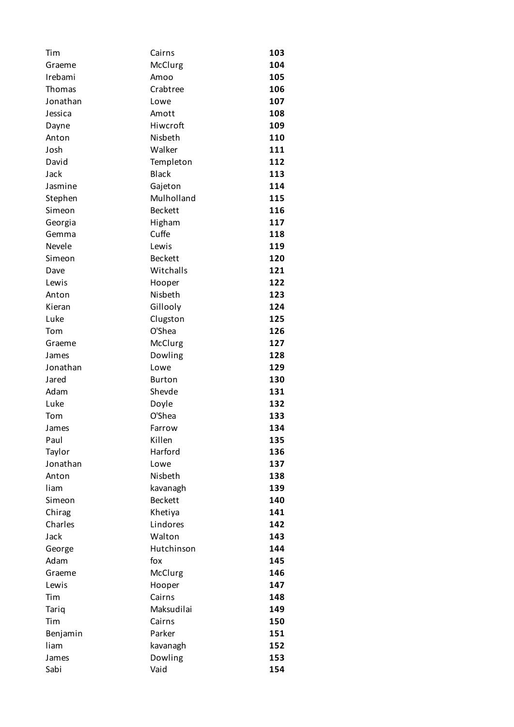| | | |
|---|---|---|
| Tim | Cairns | **103** |
| Graeme | McClurg | **104** |
| Irebami | Amoo | **105** |
| Thomas | Crabtree | **106** |
| Jonathan | Lowe | **107** |
| Jessica | Amott | **108** |
| Dayne | Hiwcroft | **109** |
| Anton | Nisbeth | **110** |
| Josh | Walker | **111** |
| David | Templeton | **112** |
| Jack | Black | **113** |
| Jasmine | Gajeton | **114** |
| Stephen | Mulholland | **115** |
| Simeon | Beckett | **116** |
| Georgia | Higham | **117** |
| Gemma | Cuffe | **118** |
| Nevele | Lewis | **119** |
| Simeon | Beckett | **120** |
| Dave | Witchalls | **121** |
| Lewis | Hooper | **122** |
| Anton | Nisbeth | **123** |
| Kieran | Gillooly | **124** |
| Luke | Clugston | **125** |
| Tom | O'Shea | **126** |
| Graeme | McClurg | **127** |
| James | Dowling | **128** |
| Jonathan | Lowe | **129** |
| Jared | Burton | **130** |
| Adam | Shevde | **131** |
| Luke | Doyle | **132** |
| Tom | O'Shea | **133** |
| James | Farrow | **134** |
| Paul | Killen | **135** |
| Taylor | Harford | **136** |
| Jonathan | Lowe | **137** |
| Anton | Nisbeth | **138** |
| liam | kavanagh | **139** |
| Simeon | Beckett | **140** |
| Chirag | Khetiya | **141** |
| Charles | Lindores | **142** |
| Jack | Walton | **143** |
| George | Hutchinson | **144** |
| Adam | fox | **145** |
| Graeme | McClurg | **146** |
| Lewis | Hooper | **147** |
| Tim | Cairns | **148** |
| Tariq | Maksudilai | **149** |
| Tim | Cairns | **150** |
| Benjamin | Parker | **151** |
| liam | kavanagh | **152** |
| James | Dowling | **153** |
| Sabi | Vaid | **154** |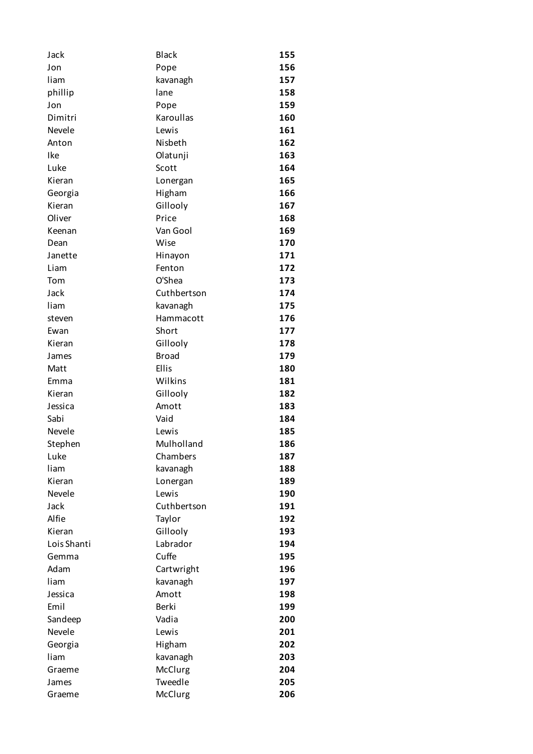| | | |
|---|---|---|
| Jack | Black | **155** |
| Jon | Pope | **156** |
| liam | kavanagh | **157** |
| phillip | lane | **158** |
| Jon | Pope | **159** |
| Dimitri | Karoullas | **160** |
| Nevele | Lewis | **161** |
| Anton | Nisbeth | **162** |
| Ike | Olatunji | **163** |
| Luke | Scott | **164** |
| Kieran | Lonergan | **165** |
| Georgia | Higham | **166** |
| Kieran | Gillooly | **167** |
| Oliver | Price | **168** |
| Keenan | Van Gool | **169** |
| Dean | Wise | **170** |
| Janette | Hinayon | **171** |
| Liam | Fenton | **172** |
| Tom | O'Shea | **173** |
| Jack | Cuthbertson | **174** |
| liam | kavanagh | **175** |
| steven | Hammacott | **176** |
| Ewan | Short | **177** |
| Kieran | Gillooly | **178** |
| James | Broad | **179** |
| Matt | Ellis | **180** |
| Emma | Wilkins | **181** |
| Kieran | Gillooly | **182** |
| Jessica | Amott | **183** |
| Sabi | Vaid | **184** |
| Nevele | Lewis | **185** |
| Stephen | Mulholland | **186** |
| Luke | Chambers | **187** |
| liam | kavanagh | **188** |
| Kieran | Lonergan | **189** |
| Nevele | Lewis | **190** |
| Jack | Cuthbertson | **191** |
| Alfie | Taylor | **192** |
| Kieran | Gillooly | **193** |
| Lois Shanti | Labrador | **194** |
| Gemma | Cuffe | **195** |
| Adam | Cartwright | **196** |
| liam | kavanagh | **197** |
| Jessica | Amott | **198** |
| Emil | Berki | **199** |
| Sandeep | Vadia | **200** |
| Nevele | Lewis | **201** |
| Georgia | Higham | **202** |
| liam | kavanagh | **203** |
| Graeme | McClurg | **204** |
| James | Tweedle | **205** |
| Graeme | McClurg | **206** |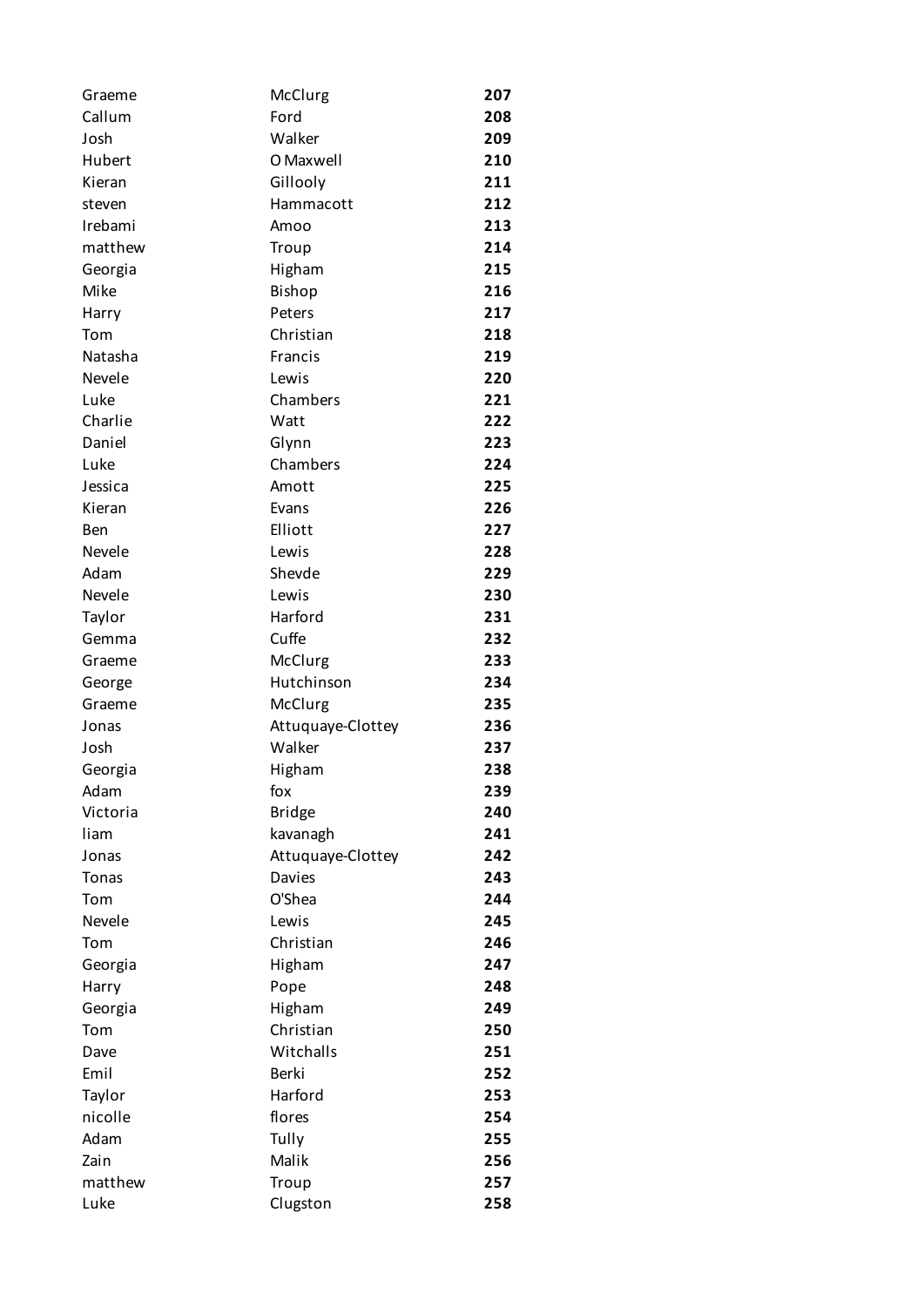| | | |
|---|---|---|
| Graeme | McClurg | **207** |
| Callum | Ford | **208** |
| Josh | Walker | **209** |
| Hubert | O Maxwell | **210** |
| Kieran | Gillooly | **211** |
| steven | Hammacott | **212** |
| Irebami | Amoo | **213** |
| matthew | Troup | **214** |
| Georgia | Higham | **215** |
| Mike | Bishop | **216** |
| Harry | Peters | **217** |
| Tom | Christian | **218** |
| Natasha | Francis | **219** |
| Nevele | Lewis | **220** |
| Luke | Chambers | **221** |
| Charlie | Watt | **222** |
| Daniel | Glynn | **223** |
| Luke | Chambers | **224** |
| Jessica | Amott | **225** |
| Kieran | Evans | **226** |
| Ben | Elliott | **227** |
| Nevele | Lewis | **228** |
| Adam | Shevde | **229** |
| Nevele | Lewis | **230** |
| Taylor | Harford | **231** |
| Gemma | Cuffe | **232** |
| Graeme | McClurg | **233** |
| George | Hutchinson | **234** |
| Graeme | McClurg | **235** |
| Jonas | Attuquaye-Clottey | **236** |
| Josh | Walker | **237** |
| Georgia | Higham | **238** |
| Adam | fox | **239** |
| Victoria | Bridge | **240** |
| liam | kavanagh | **241** |
| Jonas | Attuquaye-Clottey | **242** |
| Tonas | Davies | **243** |
| Tom | O'Shea | **244** |
| Nevele | Lewis | **245** |
| Tom | Christian | **246** |
| Georgia | Higham | **247** |
| Harry | Pope | **248** |
| Georgia | Higham | **249** |
| Tom | Christian | **250** |
| Dave | Witchalls | **251** |
| Emil | Berki | **252** |
| Taylor | Harford | **253** |
| nicolle | flores | **254** |
| Adam | Tully | **255** |
| Zain | Malik | **256** |
| matthew | Troup | **257** |
| Luke | Clugston | **258** |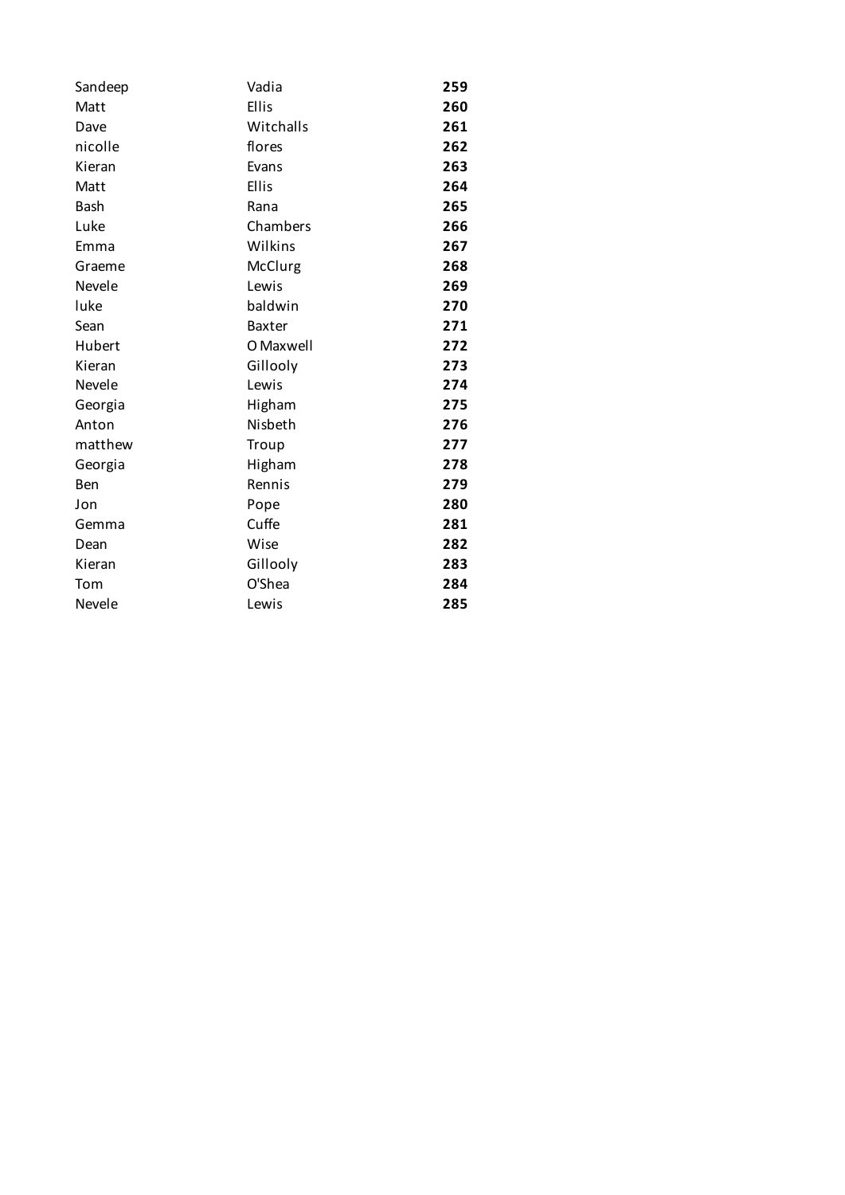| | | |
|---|---|---|
| Sandeep | Vadia | **259** |
| Matt | Ellis | **260** |
| Dave | Witchalls | **261** |
| nicolle | flores | **262** |
| Kieran | Evans | **263** |
| Matt | Ellis | **264** |
| Bash | Rana | **265** |
| Luke | Chambers | **266** |
| Emma | Wilkins | **267** |
| Graeme | McClurg | **268** |
| Nevele | Lewis | **269** |
| luke | baldwin | **270** |
| Sean | Baxter | **271** |
| Hubert | O Maxwell | **272** |
| Kieran | Gillooly | **273** |
| Nevele | Lewis | **274** |
| Georgia | Higham | **275** |
| Anton | Nisbeth | **276** |
| matthew | Troup | **277** |
| Georgia | Higham | **278** |
| Ben | Rennis | **279** |
| Jon | Pope | **280** |
| Gemma | Cuffe | **281** |
| Dean | Wise | **282** |
| Kieran | Gillooly | **283** |
| Tom | O'Shea | **284** |
| Nevele | Lewis | **285** |